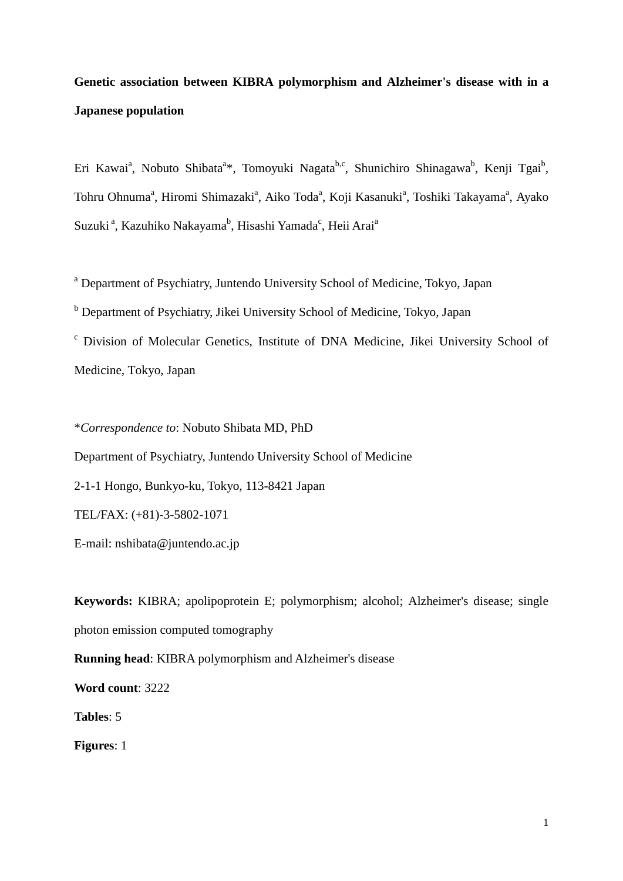# Genetic association between KIBRA polymorphism and Alzheimer's disease with in a Japanese population

Eri Kawai[a], Nobuto Shibata[a]*, Tomoyuki Nagata[b,c], Shunichiro Shinagawa[b], Kenji Tgai[b], Tohru Ohnuma[a], Hiromi Shimazaki[a], Aiko Toda[a], Koji Kasanuki[a], Toshiki Takayama[a], Ayako Suzuki[a], Kazuhiko Nakayama[b], Hisashi Yamada[c], Heii Arai[a]

[a] Department of Psychiatry, Juntendo University School of Medicine, Tokyo, Japan

[b] Department of Psychiatry, Jikei University School of Medicine, Tokyo, Japan

[c] Division of Molecular Genetics, Institute of DNA Medicine, Jikei University School of Medicine, Tokyo, Japan

*_Correspondence to_: Nobuto Shibata MD, PhD

Department of Psychiatry, Juntendo University School of Medicine

2-1-1 Hongo, Bunkyo-ku, Tokyo, 113-8421 Japan

TEL/FAX: (+81)-3-5802-1071

E-mail: nshibata@juntendo.ac.jp

**Keywords:** KIBRA; apolipoprotein E; polymorphism; alcohol; Alzheimer's disease; single photon emission computed tomography

**Running head**: KIBRA polymorphism and Alzheimer's disease

**Word count**: 3222

**Tables**: 5

**Figures**: 1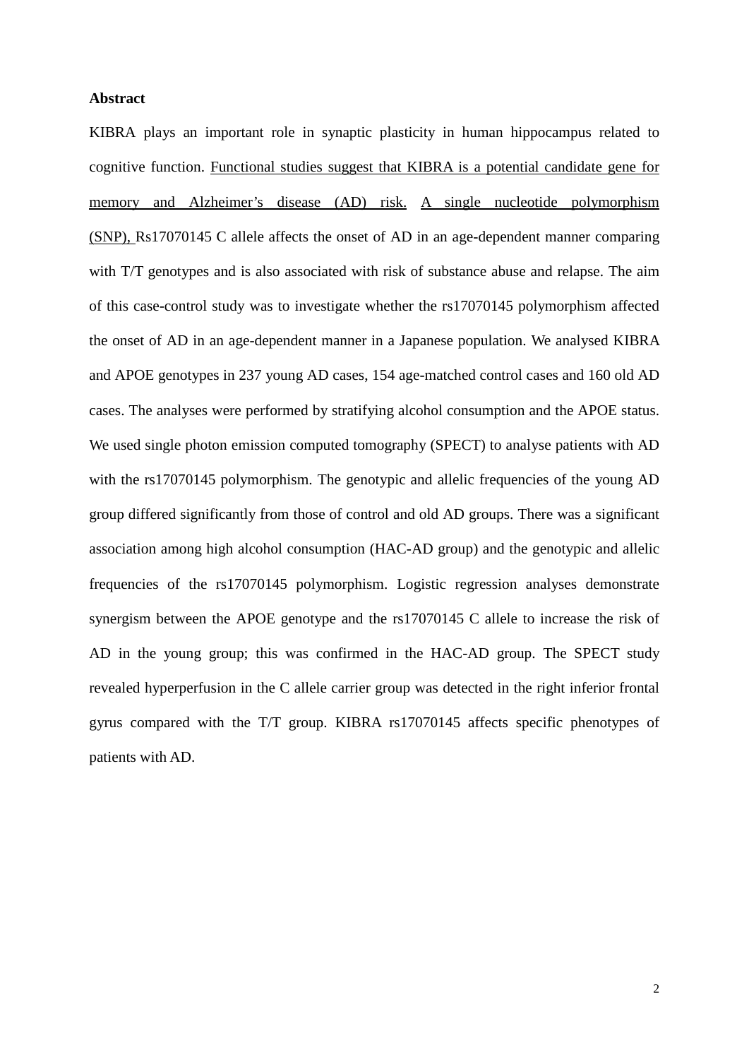**Abstract**

KIBRA plays an important role in synaptic plasticity in human hippocampus related to cognitive function. Functional studies suggest that KIBRA is a potential candidate gene for memory and Alzheimer's disease (AD) risk. A single nucleotide polymorphism (SNP), Rs17070145 C allele affects the onset of AD in an age-dependent manner comparing with T/T genotypes and is also associated with risk of substance abuse and relapse. The aim of this case-control study was to investigate whether the rs17070145 polymorphism affected the onset of AD in an age-dependent manner in a Japanese population. We analysed KIBRA and APOE genotypes in 237 young AD cases, 154 age-matched control cases and 160 old AD cases. The analyses were performed by stratifying alcohol consumption and the APOE status. We used single photon emission computed tomography (SPECT) to analyse patients with AD with the rs17070145 polymorphism. The genotypic and allelic frequencies of the young AD group differed significantly from those of control and old AD groups. There was a significant association among high alcohol consumption (HAC-AD group) and the genotypic and allelic frequencies of the rs17070145 polymorphism. Logistic regression analyses demonstrate synergism between the APOE genotype and the rs17070145 C allele to increase the risk of AD in the young group; this was confirmed in the HAC-AD group. The SPECT study revealed hyperperfusion in the C allele carrier group was detected in the right inferior frontal gyrus compared with the T/T group. KIBRA rs17070145 affects specific phenotypes of patients with AD.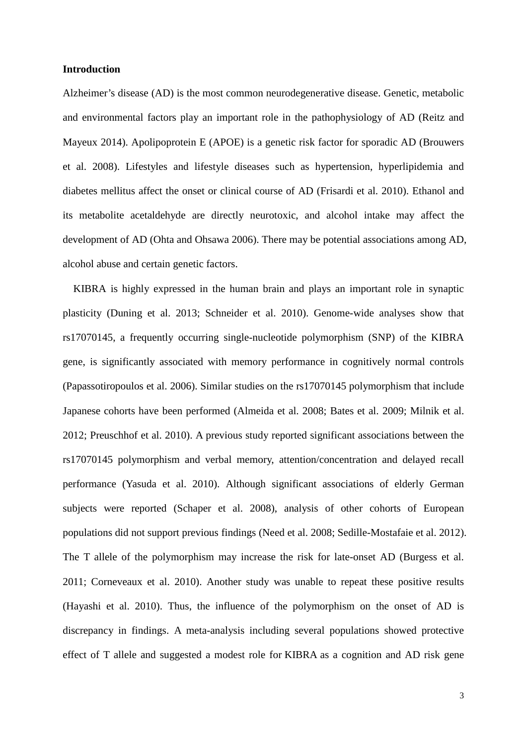**Introduction**

Alzheimer's disease (AD) is the most common neurodegenerative disease. Genetic, metabolic and environmental factors play an important role in the pathophysiology of AD (Reitz and Mayeux 2014). Apolipoprotein E (APOE) is a genetic risk factor for sporadic AD (Brouwers et al. 2008). Lifestyles and lifestyle diseases such as hypertension, hyperlipidemia and diabetes mellitus affect the onset or clinical course of AD (Frisardi et al. 2010). Ethanol and its metabolite acetaldehyde are directly neurotoxic, and alcohol intake may affect the development of AD (Ohta and Ohsawa 2006). There may be potential associations among AD, alcohol abuse and certain genetic factors.

KIBRA is highly expressed in the human brain and plays an important role in synaptic plasticity (Duning et al. 2013; Schneider et al. 2010). Genome-wide analyses show that rs17070145, a frequently occurring single-nucleotide polymorphism (SNP) of the KIBRA gene, is significantly associated with memory performance in cognitively normal controls (Papassotiropoulos et al. 2006). Similar studies on the rs17070145 polymorphism that include Japanese cohorts have been performed (Almeida et al. 2008; Bates et al. 2009; Milnik et al. 2012; Preuschhof et al. 2010). A previous study reported significant associations between the rs17070145 polymorphism and verbal memory, attention/concentration and delayed recall performance (Yasuda et al. 2010). Although significant associations of elderly German subjects were reported (Schaper et al. 2008), analysis of other cohorts of European populations did not support previous findings (Need et al. 2008; Sedille-Mostafaie et al. 2012). The T allele of the polymorphism may increase the risk for late-onset AD (Burgess et al. 2011; Corneveaux et al. 2010). Another study was unable to repeat these positive results (Hayashi et al. 2010). Thus, the influence of the polymorphism on the onset of AD is discrepancy in findings. A meta-analysis including several populations showed protective effect of T allele and suggested a modest role for KIBRA as a cognition and AD risk gene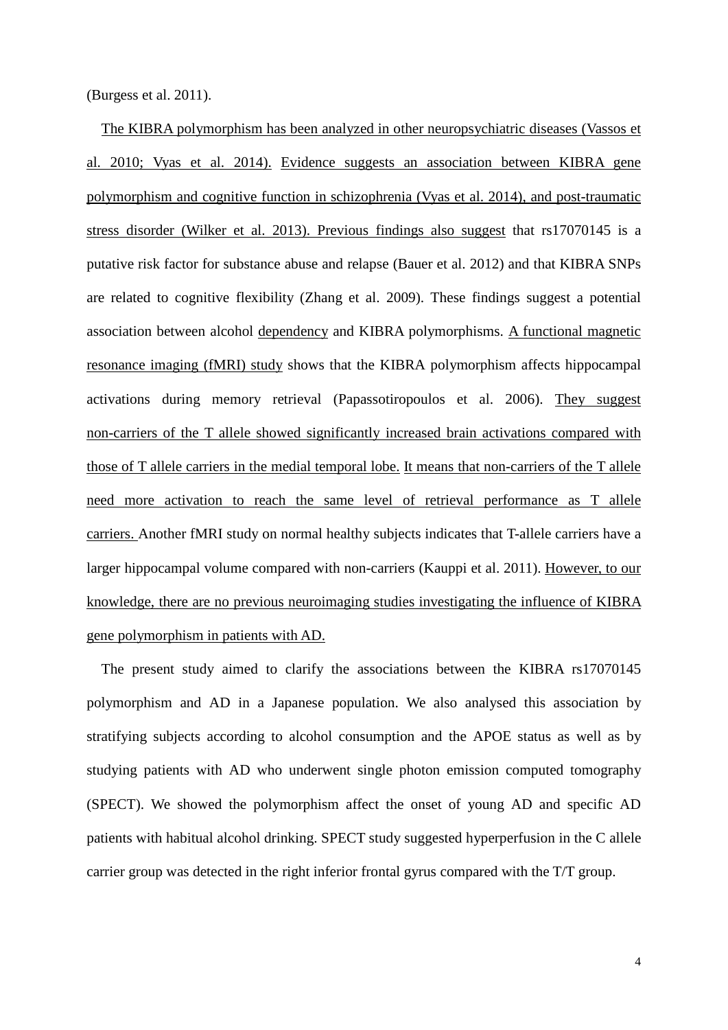(Burgess et al. 2011).

The KIBRA polymorphism has been analyzed in other neuropsychiatric diseases (Vassos et al. 2010; Vyas et al. 2014). Evidence suggests an association between KIBRA gene polymorphism and cognitive function in schizophrenia (Vyas et al. 2014), and post-traumatic stress disorder (Wilker et al. 2013). Previous findings also suggest that rs17070145 is a putative risk factor for substance abuse and relapse (Bauer et al. 2012) and that KIBRA SNPs are related to cognitive flexibility (Zhang et al. 2009). These findings suggest a potential association between alcohol dependency and KIBRA polymorphisms. A functional magnetic resonance imaging (fMRI) study shows that the KIBRA polymorphism affects hippocampal activations during memory retrieval (Papassotiropoulos et al. 2006). They suggest non-carriers of the T allele showed significantly increased brain activations compared with those of T allele carriers in the medial temporal lobe. It means that non-carriers of the T allele need more activation to reach the same level of retrieval performance as T allele carriers. Another fMRI study on normal healthy subjects indicates that T-allele carriers have a larger hippocampal volume compared with non-carriers (Kauppi et al. 2011). However, to our knowledge, there are no previous neuroimaging studies investigating the influence of KIBRA gene polymorphism in patients with AD.

The present study aimed to clarify the associations between the KIBRA rs17070145 polymorphism and AD in a Japanese population. We also analysed this association by stratifying subjects according to alcohol consumption and the APOE status as well as by studying patients with AD who underwent single photon emission computed tomography (SPECT). We showed the polymorphism affect the onset of young AD and specific AD patients with habitual alcohol drinking. SPECT study suggested hyperperfusion in the C allele carrier group was detected in the right inferior frontal gyrus compared with the T/T group.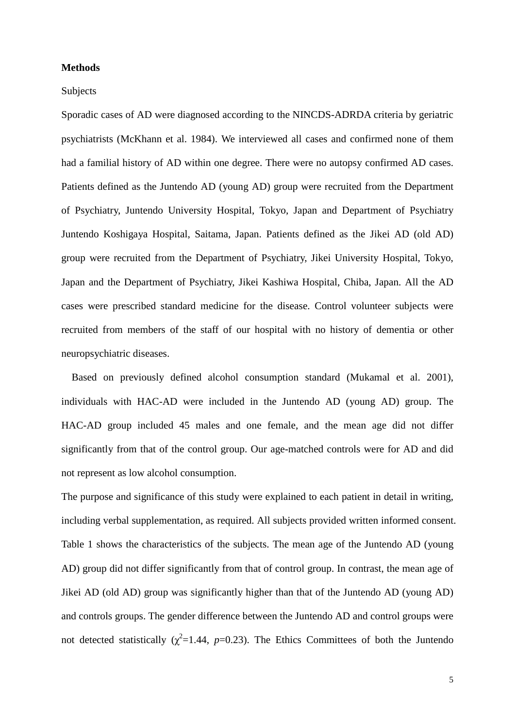**Methods**

Subjects

Sporadic cases of AD were diagnosed according to the NINCDS-ADRDA criteria by geriatric psychiatrists (McKhann et al. 1984). We interviewed all cases and confirmed none of them had a familial history of AD within one degree. There were no autopsy confirmed AD cases. Patients defined as the Juntendo AD (young AD) group were recruited from the Department of Psychiatry, Juntendo University Hospital, Tokyo, Japan and Department of Psychiatry Juntendo Koshigaya Hospital, Saitama, Japan. Patients defined as the Jikei AD (old AD) group were recruited from the Department of Psychiatry, Jikei University Hospital, Tokyo, Japan and the Department of Psychiatry, Jikei Kashiwa Hospital, Chiba, Japan. All the AD cases were prescribed standard medicine for the disease. Control volunteer subjects were recruited from members of the staff of our hospital with no history of dementia or other neuropsychiatric diseases.

Based on previously defined alcohol consumption standard (Mukamal et al. 2001), individuals with HAC-AD were included in the Juntendo AD (young AD) group. The HAC-AD group included 45 males and one female, and the mean age did not differ significantly from that of the control group. Our age-matched controls were for AD and did not represent as low alcohol consumption.

The purpose and significance of this study were explained to each patient in detail in writing, including verbal supplementation, as required. All subjects provided written informed consent. Table 1 shows the characteristics of the subjects. The mean age of the Juntendo AD (young AD) group did not differ significantly from that of control group. In contrast, the mean age of Jikei AD (old AD) group was significantly higher than that of the Juntendo AD (young AD) and controls groups. The gender difference between the Juntendo AD and control groups were not detected statistically ($\chi^2$=1.44, $p$=0.23). The Ethics Committees of both the Juntendo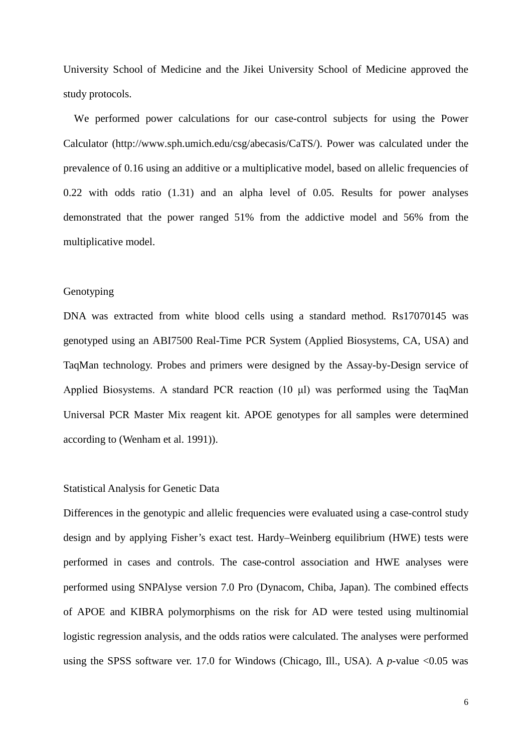University School of Medicine and the Jikei University School of Medicine approved the study protocols.

We performed power calculations for our case-control subjects for using the Power Calculator (http://www.sph.umich.edu/csg/abecasis/CaTS/). Power was calculated under the prevalence of 0.16 using an additive or a multiplicative model, based on allelic frequencies of 0.22 with odds ratio (1.31) and an alpha level of 0.05. Results for power analyses demonstrated that the power ranged 51% from the addictive model and 56% from the multiplicative model.

## Genotyping

DNA was extracted from white blood cells using a standard method. Rs17070145 was genotyped using an ABI7500 Real-Time PCR System (Applied Biosystems, CA, USA) and TaqMan technology. Probes and primers were designed by the Assay-by-Design service of Applied Biosystems. A standard PCR reaction (10 μl) was performed using the TaqMan Universal PCR Master Mix reagent kit. APOE genotypes for all samples were determined according to (Wenham et al. 1991)).

## Statistical Analysis for Genetic Data

Differences in the genotypic and allelic frequencies were evaluated using a case-control study design and by applying Fisher's exact test. Hardy–Weinberg equilibrium (HWE) tests were performed in cases and controls. The case-control association and HWE analyses were performed using SNPAlyse version 7.0 Pro (Dynacom, Chiba, Japan). The combined effects of APOE and KIBRA polymorphisms on the risk for AD were tested using multinomial logistic regression analysis, and the odds ratios were calculated. The analyses were performed using the SPSS software ver. 17.0 for Windows (Chicago, Ill., USA). A *p*-value <0.05 was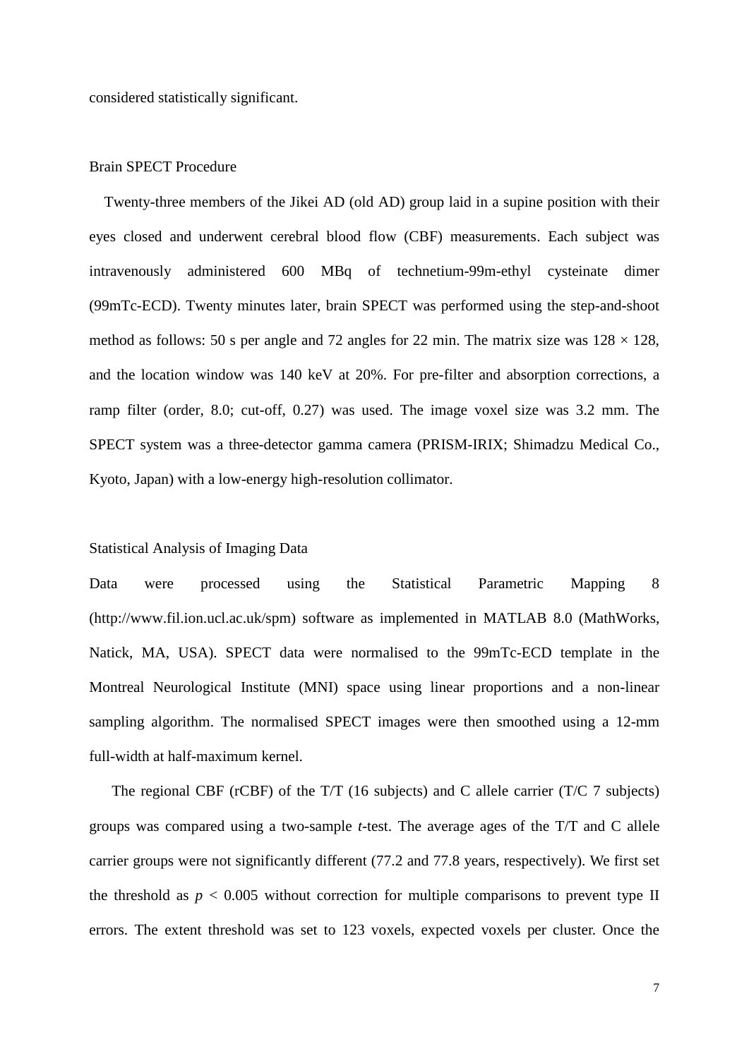considered statistically significant.

## Brain SPECT Procedure

Twenty-three members of the Jikei AD (old AD) group laid in a supine position with their eyes closed and underwent cerebral blood flow (CBF) measurements. Each subject was intravenously administered 600 MBq of technetium-99m-ethyl cysteinate dimer (99mTc-ECD). Twenty minutes later, brain SPECT was performed using the step-and-shoot method as follows: 50 s per angle and 72 angles for 22 min. The matrix size was $128 \times 128$, and the location window was 140 keV at 20%. For pre-filter and absorption corrections, a ramp filter (order, 8.0; cut-off, 0.27) was used. The image voxel size was 3.2 mm. The SPECT system was a three-detector gamma camera (PRISM-IRIX; Shimadzu Medical Co., Kyoto, Japan) with a low-energy high-resolution collimator.

## Statistical Analysis of Imaging Data

Data were processed using the Statistical Parametric Mapping 8 (http://www.fil.ion.ucl.ac.uk/spm) software as implemented in MATLAB 8.0 (MathWorks, Natick, MA, USA). SPECT data were normalised to the 99mTc-ECD template in the Montreal Neurological Institute (MNI) space using linear proportions and a non-linear sampling algorithm. The normalised SPECT images were then smoothed using a 12-mm full-width at half-maximum kernel.

The regional CBF (rCBF) of the T/T (16 subjects) and C allele carrier (T/C 7 subjects) groups was compared using a two-sample *t*-test. The average ages of the T/T and C allele carrier groups were not significantly different (77.2 and 77.8 years, respectively). We first set the threshold as $p < 0.005$ without correction for multiple comparisons to prevent type II errors. The extent threshold was set to 123 voxels, expected voxels per cluster. Once the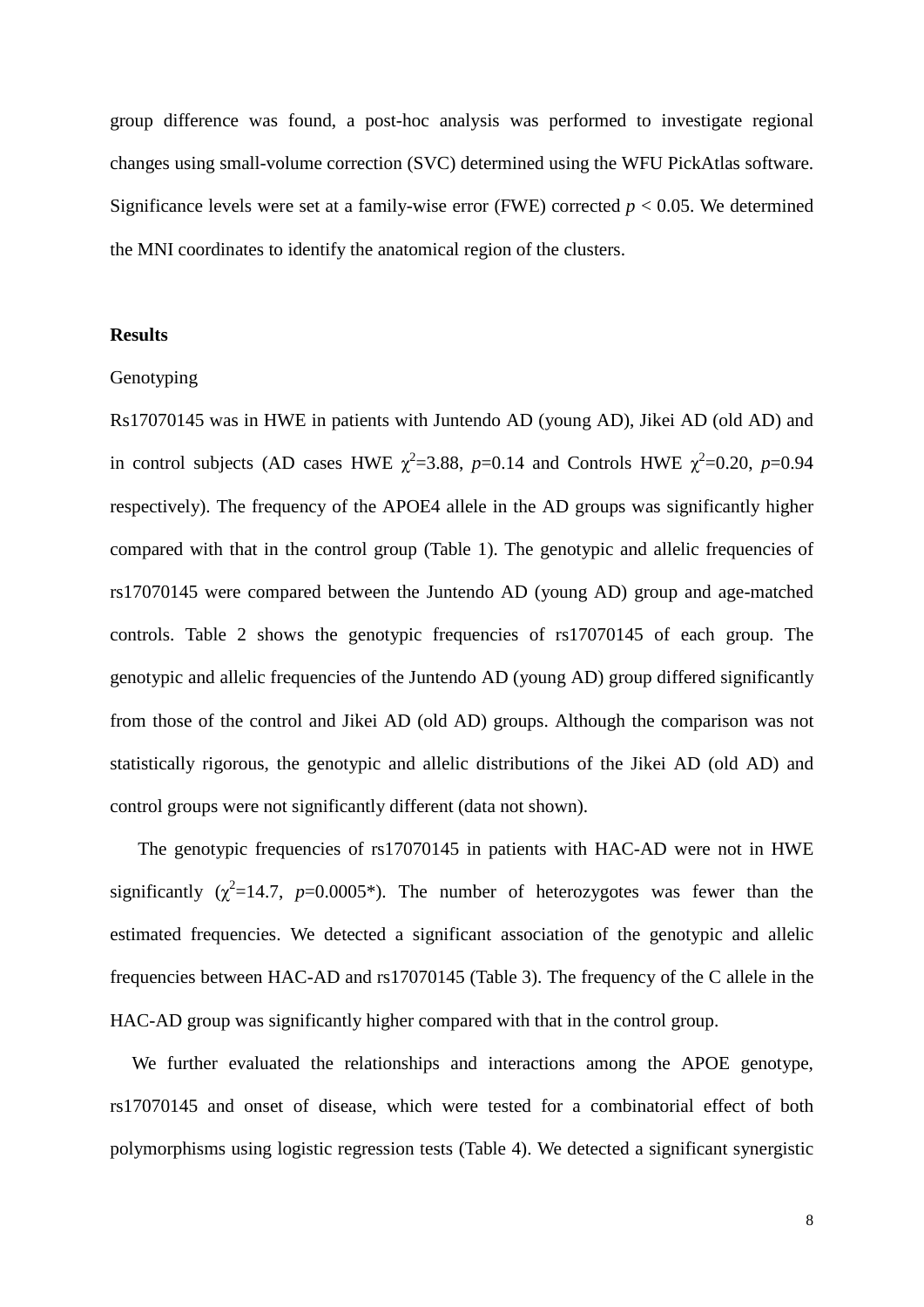group difference was found, a post-hoc analysis was performed to investigate regional changes using small-volume correction (SVC) determined using the WFU PickAtlas software. Significance levels were set at a family-wise error (FWE) corrected $p < 0.05$. We determined the MNI coordinates to identify the anatomical region of the clusters.

## Results

Genotyping

Rs17070145 was in HWE in patients with Juntendo AD (young AD), Jikei AD (old AD) and in control subjects (AD cases HWE $\chi^2$=3.88, $p$=0.14 and Controls HWE $\chi^2$=0.20, $p$=0.94 respectively). The frequency of the APOE4 allele in the AD groups was significantly higher compared with that in the control group (Table 1). The genotypic and allelic frequencies of rs17070145 were compared between the Juntendo AD (young AD) group and age-matched controls. Table 2 shows the genotypic frequencies of rs17070145 of each group. The genotypic and allelic frequencies of the Juntendo AD (young AD) group differed significantly from those of the control and Jikei AD (old AD) groups. Although the comparison was not statistically rigorous, the genotypic and allelic distributions of the Jikei AD (old AD) and control groups were not significantly different (data not shown).

The genotypic frequencies of rs17070145 in patients with HAC-AD were not in HWE significantly ($\chi^2$=14.7, $p$=0.0005*). The number of heterozygotes was fewer than the estimated frequencies. We detected a significant association of the genotypic and allelic frequencies between HAC-AD and rs17070145 (Table 3). The frequency of the C allele in the HAC-AD group was significantly higher compared with that in the control group.

We further evaluated the relationships and interactions among the APOE genotype, rs17070145 and onset of disease, which were tested for a combinatorial effect of both polymorphisms using logistic regression tests (Table 4). We detected a significant synergistic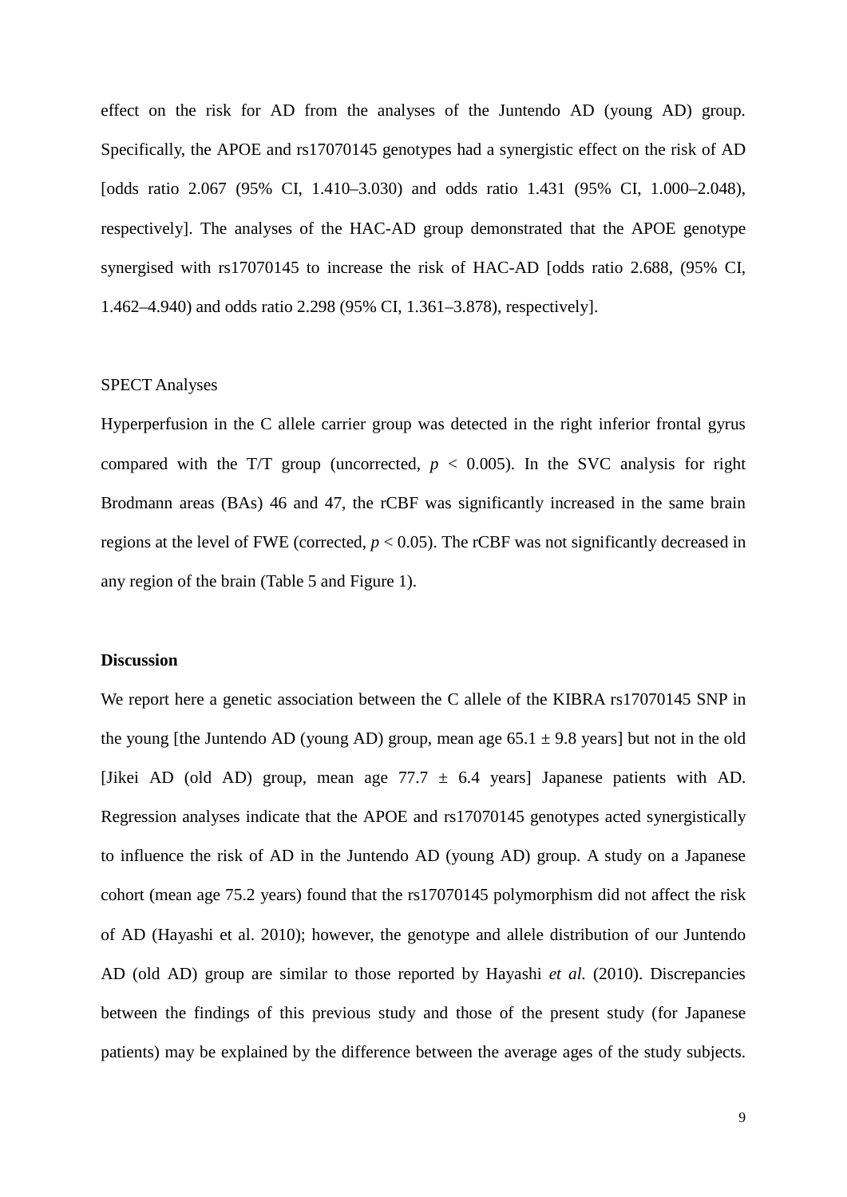effect on the risk for AD from the analyses of the Juntendo AD (young AD) group. Specifically, the APOE and rs17070145 genotypes had a synergistic effect on the risk of AD [odds ratio 2.067 (95% CI, 1.410–3.030) and odds ratio 1.431 (95% CI, 1.000–2.048), respectively]. The analyses of the HAC-AD group demonstrated that the APOE genotype synergised with rs17070145 to increase the risk of HAC-AD [odds ratio 2.688, (95% CI, 1.462–4.940) and odds ratio 2.298 (95% CI, 1.361–3.878), respectively].

SPECT Analyses

Hyperperfusion in the C allele carrier group was detected in the right inferior frontal gyrus compared with the T/T group (uncorrected, $p < 0.005$). In the SVC analysis for right Brodmann areas (BAs) 46 and 47, the rCBF was significantly increased in the same brain regions at the level of FWE (corrected, $p < 0.05$). The rCBF was not significantly decreased in any region of the brain (Table 5 and Figure 1).

## Discussion

We report here a genetic association between the C allele of the KIBRA rs17070145 SNP in the young [the Juntendo AD (young AD) group, mean age 65.1 ± 9.8 years] but not in the old [Jikei AD (old AD) group, mean age 77.7 ± 6.4 years] Japanese patients with AD. Regression analyses indicate that the APOE and rs17070145 genotypes acted synergistically to influence the risk of AD in the Juntendo AD (young AD) group. A study on a Japanese cohort (mean age 75.2 years) found that the rs17070145 polymorphism did not affect the risk of AD (Hayashi et al. 2010); however, the genotype and allele distribution of our Juntendo AD (old AD) group are similar to those reported by Hayashi *et al.* (2010). Discrepancies between the findings of this previous study and those of the present study (for Japanese patients) may be explained by the difference between the average ages of the study subjects.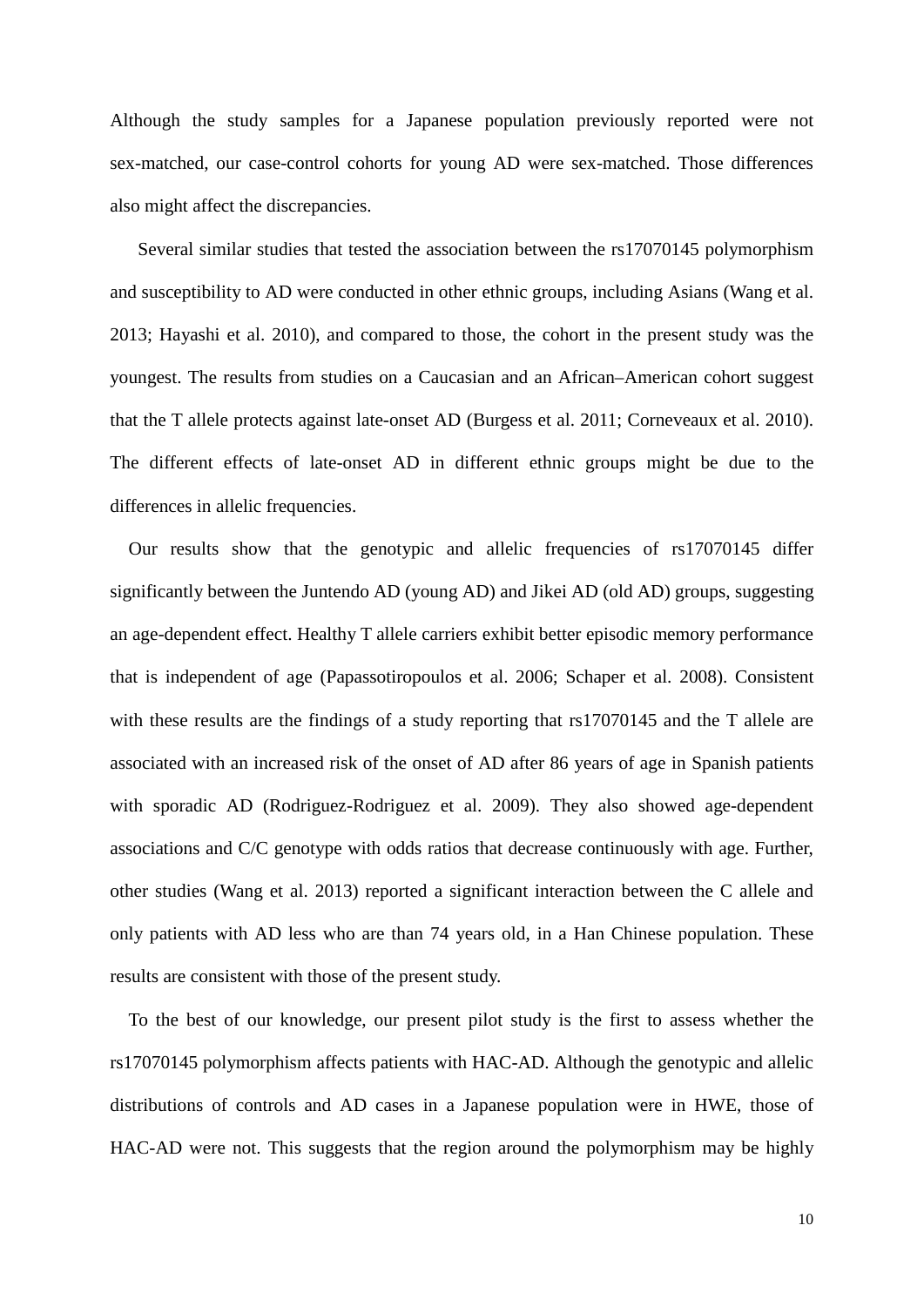Although the study samples for a Japanese population previously reported were not sex-matched, our case-control cohorts for young AD were sex-matched. Those differences also might affect the discrepancies.

Several similar studies that tested the association between the rs17070145 polymorphism and susceptibility to AD were conducted in other ethnic groups, including Asians (Wang et al. 2013; Hayashi et al. 2010), and compared to those, the cohort in the present study was the youngest. The results from studies on a Caucasian and an African–American cohort suggest that the T allele protects against late-onset AD (Burgess et al. 2011; Corneveaux et al. 2010). The different effects of late-onset AD in different ethnic groups might be due to the differences in allelic frequencies.

Our results show that the genotypic and allelic frequencies of rs17070145 differ significantly between the Juntendo AD (young AD) and Jikei AD (old AD) groups, suggesting an age-dependent effect. Healthy T allele carriers exhibit better episodic memory performance that is independent of age (Papassotiropoulos et al. 2006; Schaper et al. 2008). Consistent with these results are the findings of a study reporting that rs17070145 and the T allele are associated with an increased risk of the onset of AD after 86 years of age in Spanish patients with sporadic AD (Rodriguez-Rodriguez et al. 2009). They also showed age-dependent associations and C/C genotype with odds ratios that decrease continuously with age. Further, other studies (Wang et al. 2013) reported a significant interaction between the C allele and only patients with AD less who are than 74 years old, in a Han Chinese population. These results are consistent with those of the present study.

To the best of our knowledge, our present pilot study is the first to assess whether the rs17070145 polymorphism affects patients with HAC-AD. Although the genotypic and allelic distributions of controls and AD cases in a Japanese population were in HWE, those of HAC-AD were not. This suggests that the region around the polymorphism may be highly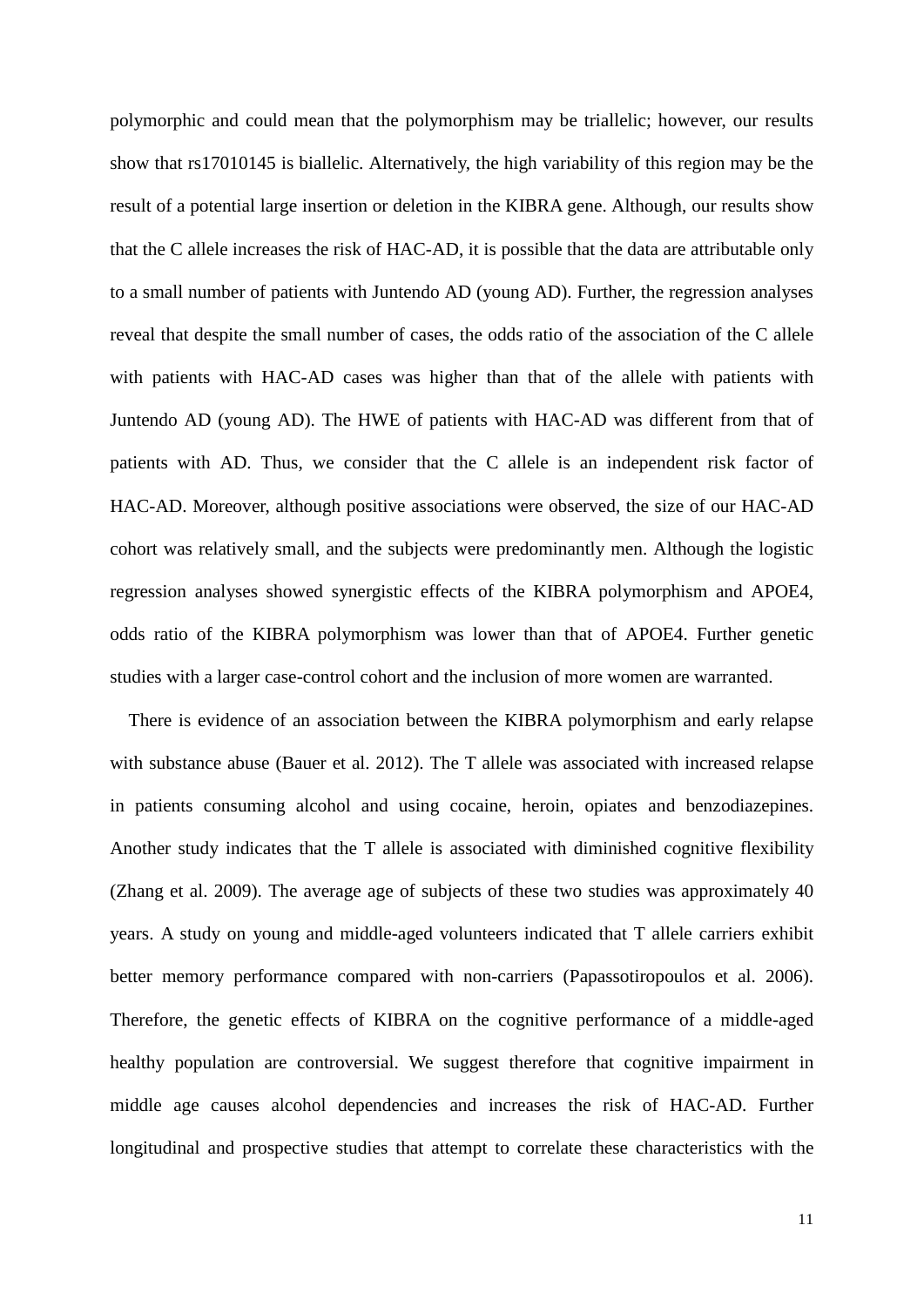polymorphic and could mean that the polymorphism may be triallelic; however, our results show that rs17010145 is biallelic. Alternatively, the high variability of this region may be the result of a potential large insertion or deletion in the KIBRA gene. Although, our results show that the C allele increases the risk of HAC-AD, it is possible that the data are attributable only to a small number of patients with Juntendo AD (young AD). Further, the regression analyses reveal that despite the small number of cases, the odds ratio of the association of the C allele with patients with HAC-AD cases was higher than that of the allele with patients with Juntendo AD (young AD). The HWE of patients with HAC-AD was different from that of patients with AD. Thus, we consider that the C allele is an independent risk factor of HAC-AD. Moreover, although positive associations were observed, the size of our HAC-AD cohort was relatively small, and the subjects were predominantly men. Although the logistic regression analyses showed synergistic effects of the KIBRA polymorphism and APOE4, odds ratio of the KIBRA polymorphism was lower than that of APOE4. Further genetic studies with a larger case-control cohort and the inclusion of more women are warranted.

There is evidence of an association between the KIBRA polymorphism and early relapse with substance abuse (Bauer et al. 2012). The T allele was associated with increased relapse in patients consuming alcohol and using cocaine, heroin, opiates and benzodiazepines. Another study indicates that the T allele is associated with diminished cognitive flexibility (Zhang et al. 2009). The average age of subjects of these two studies was approximately 40 years. A study on young and middle-aged volunteers indicated that T allele carriers exhibit better memory performance compared with non-carriers (Papassotiropoulos et al. 2006). Therefore, the genetic effects of KIBRA on the cognitive performance of a middle-aged healthy population are controversial. We suggest therefore that cognitive impairment in middle age causes alcohol dependencies and increases the risk of HAC-AD. Further longitudinal and prospective studies that attempt to correlate these characteristics with the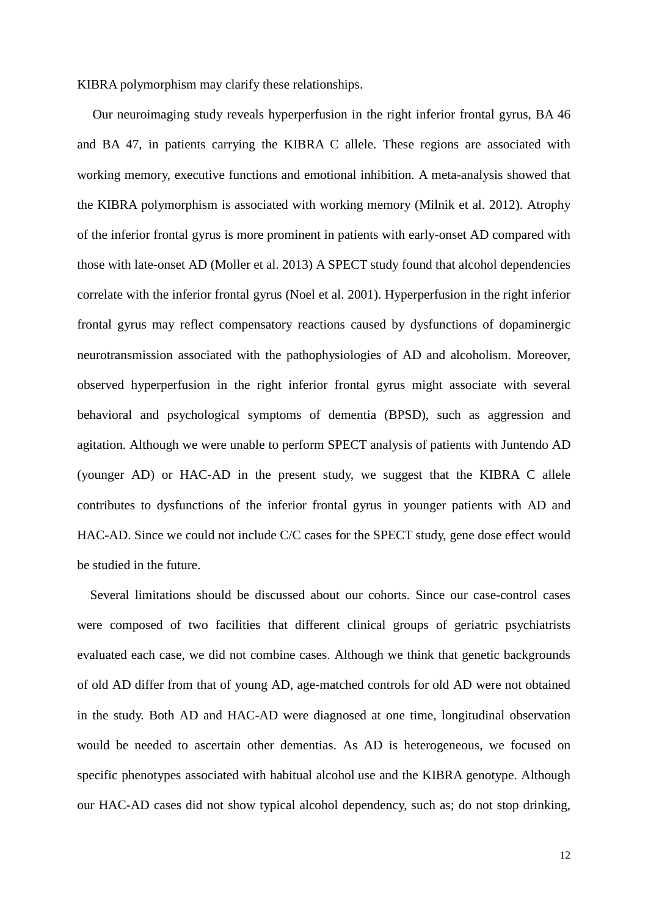KIBRA polymorphism may clarify these relationships.

Our neuroimaging study reveals hyperperfusion in the right inferior frontal gyrus, BA 46 and BA 47, in patients carrying the KIBRA C allele. These regions are associated with working memory, executive functions and emotional inhibition. A meta-analysis showed that the KIBRA polymorphism is associated with working memory (Milnik et al. 2012). Atrophy of the inferior frontal gyrus is more prominent in patients with early-onset AD compared with those with late-onset AD (Moller et al. 2013) A SPECT study found that alcohol dependencies correlate with the inferior frontal gyrus (Noel et al. 2001). Hyperperfusion in the right inferior frontal gyrus may reflect compensatory reactions caused by dysfunctions of dopaminergic neurotransmission associated with the pathophysiologies of AD and alcoholism. Moreover, observed hyperperfusion in the right inferior frontal gyrus might associate with several behavioral and psychological symptoms of dementia (BPSD), such as aggression and agitation. Although we were unable to perform SPECT analysis of patients with Juntendo AD (younger AD) or HAC-AD in the present study, we suggest that the KIBRA C allele contributes to dysfunctions of the inferior frontal gyrus in younger patients with AD and HAC-AD. Since we could not include C/C cases for the SPECT study, gene dose effect would be studied in the future.

Several limitations should be discussed about our cohorts. Since our case-control cases were composed of two facilities that different clinical groups of geriatric psychiatrists evaluated each case, we did not combine cases. Although we think that genetic backgrounds of old AD differ from that of young AD, age-matched controls for old AD were not obtained in the study. Both AD and HAC-AD were diagnosed at one time, longitudinal observation would be needed to ascertain other dementias. As AD is heterogeneous, we focused on specific phenotypes associated with habitual alcohol use and the KIBRA genotype. Although our HAC-AD cases did not show typical alcohol dependency, such as; do not stop drinking,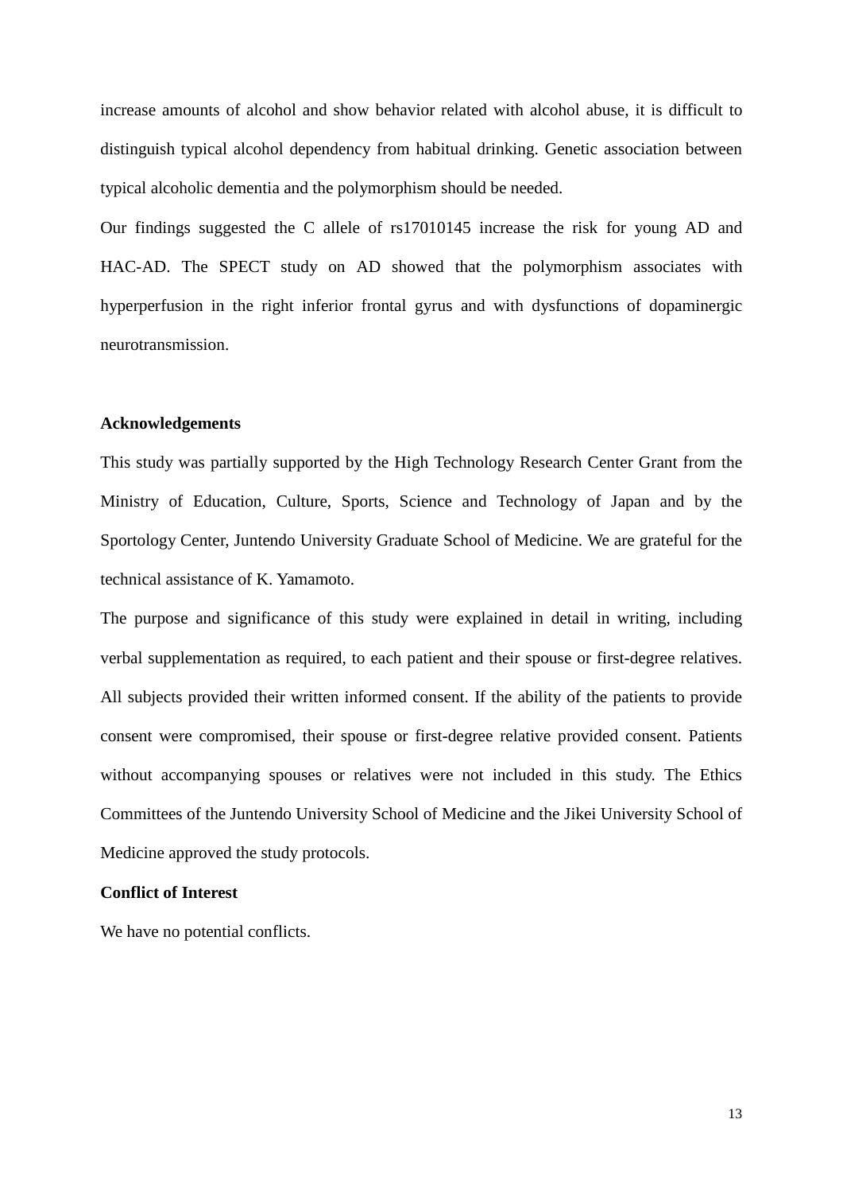increase amounts of alcohol and show behavior related with alcohol abuse, it is difficult to distinguish typical alcohol dependency from habitual drinking. Genetic association between typical alcoholic dementia and the polymorphism should be needed.

Our findings suggested the C allele of rs17010145 increase the risk for young AD and HAC-AD. The SPECT study on AD showed that the polymorphism associates with hyperperfusion in the right inferior frontal gyrus and with dysfunctions of dopaminergic neurotransmission.

**Acknowledgements**

This study was partially supported by the High Technology Research Center Grant from the Ministry of Education, Culture, Sports, Science and Technology of Japan and by the Sportology Center, Juntendo University Graduate School of Medicine. We are grateful for the technical assistance of K. Yamamoto.

The purpose and significance of this study were explained in detail in writing, including verbal supplementation as required, to each patient and their spouse or first-degree relatives. All subjects provided their written informed consent. If the ability of the patients to provide consent were compromised, their spouse or first-degree relative provided consent. Patients without accompanying spouses or relatives were not included in this study. The Ethics Committees of the Juntendo University School of Medicine and the Jikei University School of Medicine approved the study protocols.

**Conflict of Interest**

We have no potential conflicts.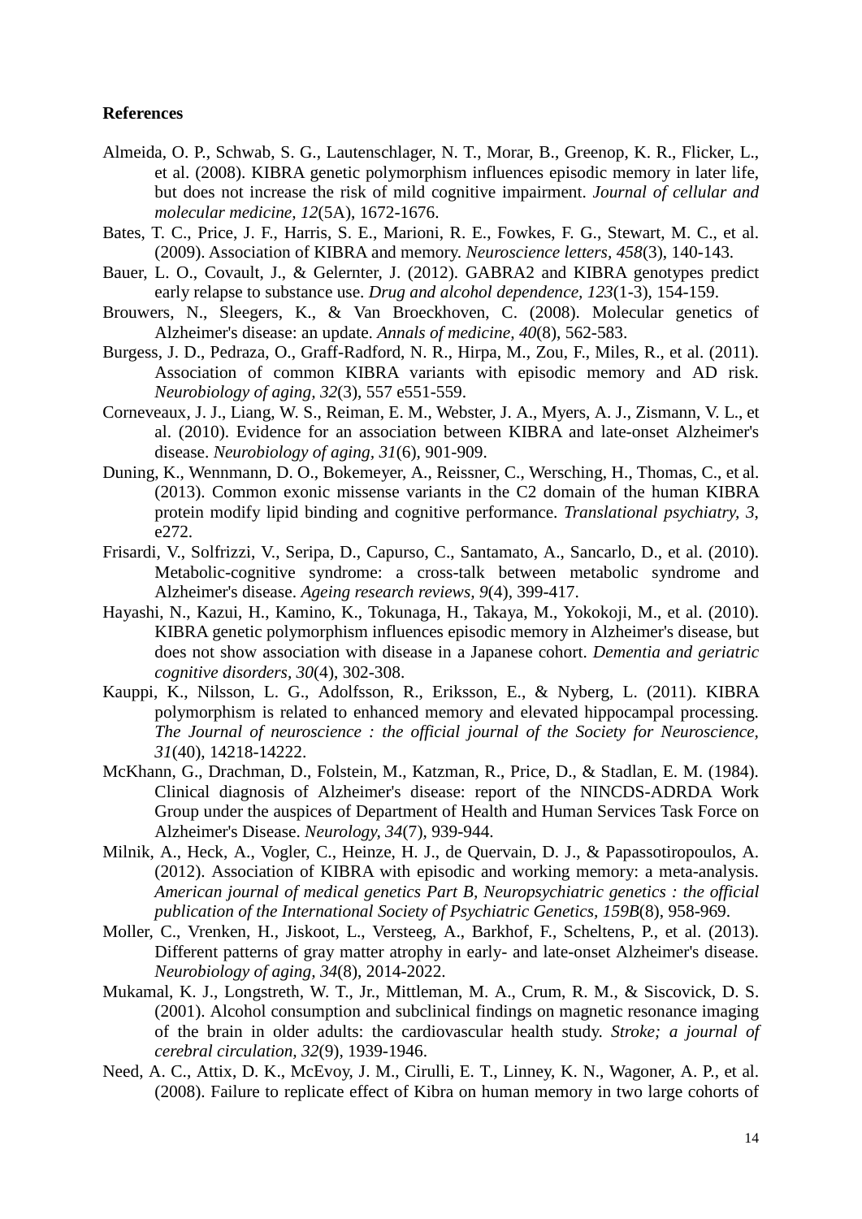**References**

Almeida, O. P., Schwab, S. G., Lautenschlager, N. T., Morar, B., Greenop, K. R., Flicker, L., et al. (2008). KIBRA genetic polymorphism influences episodic memory in later life, but does not increase the risk of mild cognitive impairment. *Journal of cellular and molecular medicine, 12*(5A), 1672-1676.

Bates, T. C., Price, J. F., Harris, S. E., Marioni, R. E., Fowkes, F. G., Stewart, M. C., et al. (2009). Association of KIBRA and memory. *Neuroscience letters, 458*(3), 140-143.

Bauer, L. O., Covault, J., & Gelernter, J. (2012). GABRA2 and KIBRA genotypes predict early relapse to substance use. *Drug and alcohol dependence, 123*(1-3), 154-159.

Brouwers, N., Sleegers, K., & Van Broeckhoven, C. (2008). Molecular genetics of Alzheimer's disease: an update. *Annals of medicine, 40*(8), 562-583.

Burgess, J. D., Pedraza, O., Graff-Radford, N. R., Hirpa, M., Zou, F., Miles, R., et al. (2011). Association of common KIBRA variants with episodic memory and AD risk. *Neurobiology of aging, 32*(3), 557 e551-559.

Corneveaux, J. J., Liang, W. S., Reiman, E. M., Webster, J. A., Myers, A. J., Zismann, V. L., et al. (2010). Evidence for an association between KIBRA and late-onset Alzheimer's disease. *Neurobiology of aging, 31*(6), 901-909.

Duning, K., Wennmann, D. O., Bokemeyer, A., Reissner, C., Wersching, H., Thomas, C., et al. (2013). Common exonic missense variants in the C2 domain of the human KIBRA protein modify lipid binding and cognitive performance. *Translational psychiatry, 3*, e272.

Frisardi, V., Solfrizzi, V., Seripa, D., Capurso, C., Santamato, A., Sancarlo, D., et al. (2010). Metabolic-cognitive syndrome: a cross-talk between metabolic syndrome and Alzheimer's disease. *Ageing research reviews, 9*(4), 399-417.

Hayashi, N., Kazui, H., Kamino, K., Tokunaga, H., Takaya, M., Yokokoji, M., et al. (2010). KIBRA genetic polymorphism influences episodic memory in Alzheimer's disease, but does not show association with disease in a Japanese cohort. *Dementia and geriatric cognitive disorders, 30*(4), 302-308.

Kauppi, K., Nilsson, L. G., Adolfsson, R., Eriksson, E., & Nyberg, L. (2011). KIBRA polymorphism is related to enhanced memory and elevated hippocampal processing. *The Journal of neuroscience : the official journal of the Society for Neuroscience, 31*(40), 14218-14222.

McKhann, G., Drachman, D., Folstein, M., Katzman, R., Price, D., & Stadlan, E. M. (1984). Clinical diagnosis of Alzheimer's disease: report of the NINCDS-ADRDA Work Group under the auspices of Department of Health and Human Services Task Force on Alzheimer's Disease. *Neurology, 34*(7), 939-944.

Milnik, A., Heck, A., Vogler, C., Heinze, H. J., de Quervain, D. J., & Papassotiropoulos, A. (2012). Association of KIBRA with episodic and working memory: a meta-analysis. *American journal of medical genetics Part B, Neuropsychiatric genetics : the official publication of the International Society of Psychiatric Genetics, 159B*(8), 958-969.

Moller, C., Vrenken, H., Jiskoot, L., Versteeg, A., Barkhof, F., Scheltens, P., et al. (2013). Different patterns of gray matter atrophy in early- and late-onset Alzheimer's disease. *Neurobiology of aging, 34*(8), 2014-2022.

Mukamal, K. J., Longstreth, W. T., Jr., Mittleman, M. A., Crum, R. M., & Siscovick, D. S. (2001). Alcohol consumption and subclinical findings on magnetic resonance imaging of the brain in older adults: the cardiovascular health study. *Stroke; a journal of cerebral circulation, 32*(9), 1939-1946.

Need, A. C., Attix, D. K., McEvoy, J. M., Cirulli, E. T., Linney, K. N., Wagoner, A. P., et al. (2008). Failure to replicate effect of Kibra on human memory in two large cohorts of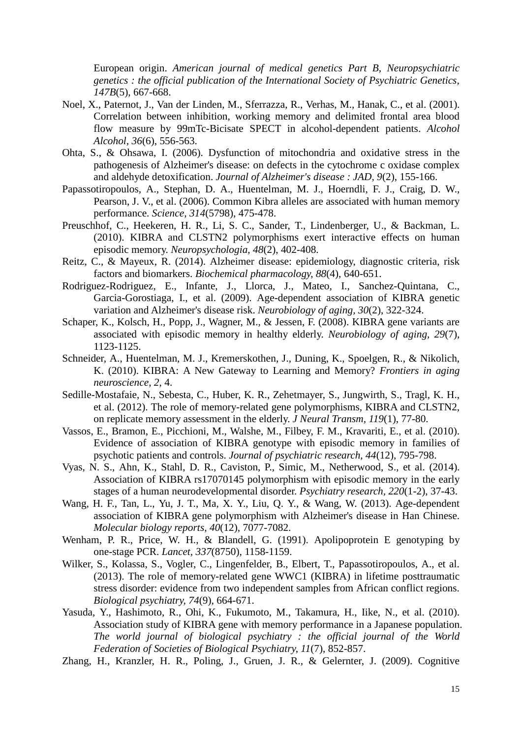European origin. *American journal of medical genetics Part B, Neuropsychiatric genetics : the official publication of the International Society of Psychiatric Genetics, 147B*(5), 667-668.

Noel, X., Paternot, J., Van der Linden, M., Sferrazza, R., Verhas, M., Hanak, C., et al. (2001). Correlation between inhibition, working memory and delimited frontal area blood flow measure by 99mTc-Bicisate SPECT in alcohol-dependent patients. *Alcohol Alcohol, 36*(6), 556-563.

Ohta, S., & Ohsawa, I. (2006). Dysfunction of mitochondria and oxidative stress in the pathogenesis of Alzheimer's disease: on defects in the cytochrome c oxidase complex and aldehyde detoxification. *Journal of Alzheimer's disease : JAD, 9*(2), 155-166.

Papassotiropoulos, A., Stephan, D. A., Huentelman, M. J., Hoerndli, F. J., Craig, D. W., Pearson, J. V., et al. (2006). Common Kibra alleles are associated with human memory performance. *Science, 314*(5798), 475-478.

Preuschhof, C., Heekeren, H. R., Li, S. C., Sander, T., Lindenberger, U., & Backman, L. (2010). KIBRA and CLSTN2 polymorphisms exert interactive effects on human episodic memory. *Neuropsychologia, 48*(2), 402-408.

Reitz, C., & Mayeux, R. (2014). Alzheimer disease: epidemiology, diagnostic criteria, risk factors and biomarkers. *Biochemical pharmacology, 88*(4), 640-651.

Rodriguez-Rodriguez, E., Infante, J., Llorca, J., Mateo, I., Sanchez-Quintana, C., Garcia-Gorostiaga, I., et al. (2009). Age-dependent association of KIBRA genetic variation and Alzheimer's disease risk. *Neurobiology of aging, 30*(2), 322-324.

Schaper, K., Kolsch, H., Popp, J., Wagner, M., & Jessen, F. (2008). KIBRA gene variants are associated with episodic memory in healthy elderly. *Neurobiology of aging, 29*(7), 1123-1125.

Schneider, A., Huentelman, M. J., Kremerskothen, J., Duning, K., Spoelgen, R., & Nikolich, K. (2010). KIBRA: A New Gateway to Learning and Memory? *Frontiers in aging neuroscience, 2*, 4.

Sedille-Mostafaie, N., Sebesta, C., Huber, K. R., Zehetmayer, S., Jungwirth, S., Tragl, K. H., et al. (2012). The role of memory-related gene polymorphisms, KIBRA and CLSTN2, on replicate memory assessment in the elderly. *J Neural Transm, 119*(1), 77-80.

Vassos, E., Bramon, E., Picchioni, M., Walshe, M., Filbey, F. M., Kravariti, E., et al. (2010). Evidence of association of KIBRA genotype with episodic memory in families of psychotic patients and controls. *Journal of psychiatric research, 44*(12), 795-798.

Vyas, N. S., Ahn, K., Stahl, D. R., Caviston, P., Simic, M., Netherwood, S., et al. (2014). Association of KIBRA rs17070145 polymorphism with episodic memory in the early stages of a human neurodevelopmental disorder. *Psychiatry research, 220*(1-2), 37-43.

Wang, H. F., Tan, L., Yu, J. T., Ma, X. Y., Liu, Q. Y., & Wang, W. (2013). Age-dependent association of KIBRA gene polymorphism with Alzheimer's disease in Han Chinese. *Molecular biology reports, 40*(12), 7077-7082.

Wenham, P. R., Price, W. H., & Blandell, G. (1991). Apolipoprotein E genotyping by one-stage PCR. *Lancet, 337*(8750), 1158-1159.

Wilker, S., Kolassa, S., Vogler, C., Lingenfelder, B., Elbert, T., Papassotiropoulos, A., et al. (2013). The role of memory-related gene WWC1 (KIBRA) in lifetime posttraumatic stress disorder: evidence from two independent samples from African conflict regions. *Biological psychiatry, 74*(9), 664-671.

Yasuda, Y., Hashimoto, R., Ohi, K., Fukumoto, M., Takamura, H., Iike, N., et al. (2010). Association study of KIBRA gene with memory performance in a Japanese population. *The world journal of biological psychiatry : the official journal of the World Federation of Societies of Biological Psychiatry, 11*(7), 852-857.

Zhang, H., Kranzler, H. R., Poling, J., Gruen, J. R., & Gelernter, J. (2009). Cognitive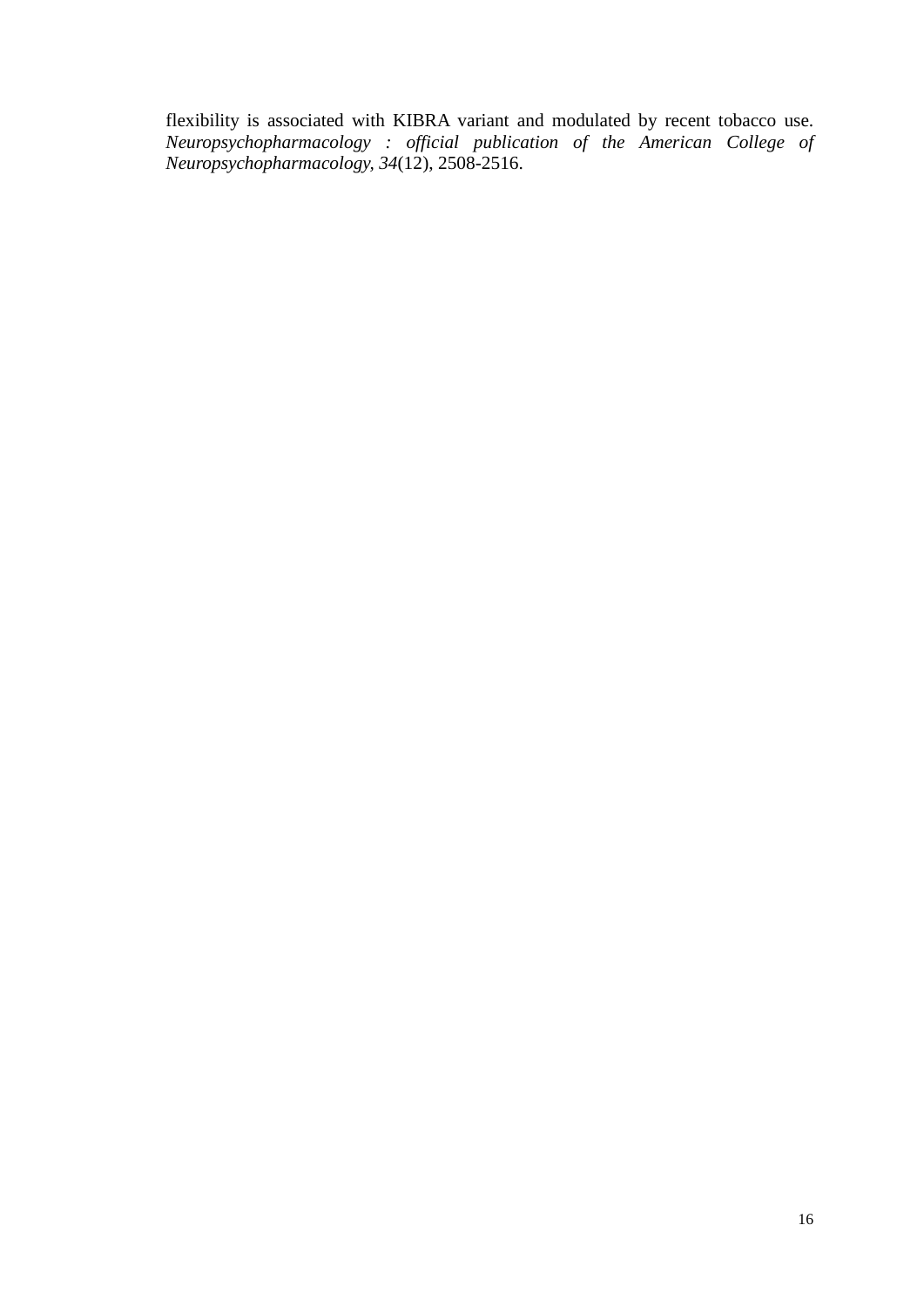flexibility is associated with KIBRA variant and modulated by recent tobacco use. *Neuropsychopharmacology : official publication of the American College of Neuropsychopharmacology, 34*(12), 2508-2516.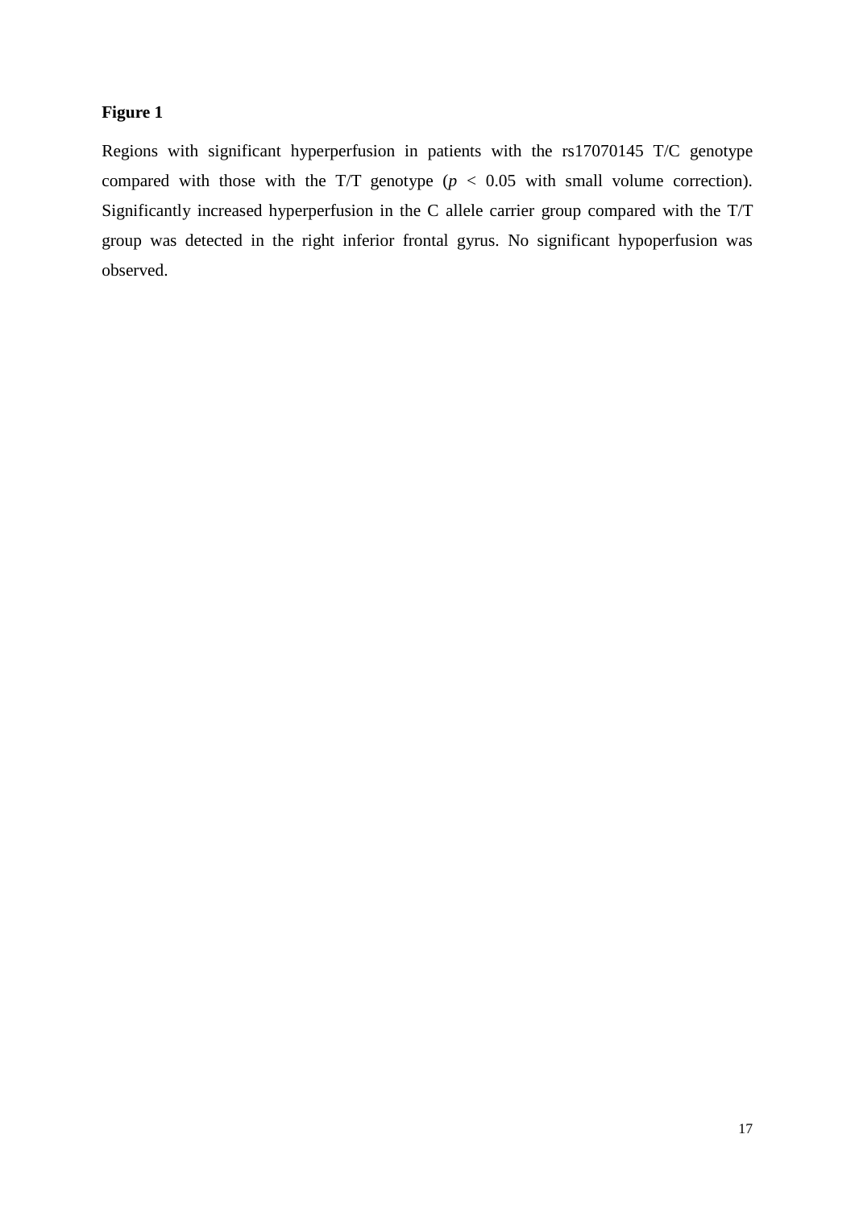**Figure 1**

Regions with significant hyperperfusion in patients with the rs17070145 T/C genotype compared with those with the T/T genotype ($p < 0.05$ with small volume correction). Significantly increased hyperperfusion in the C allele carrier group compared with the T/T group was detected in the right inferior frontal gyrus. No significant hypoperfusion was observed.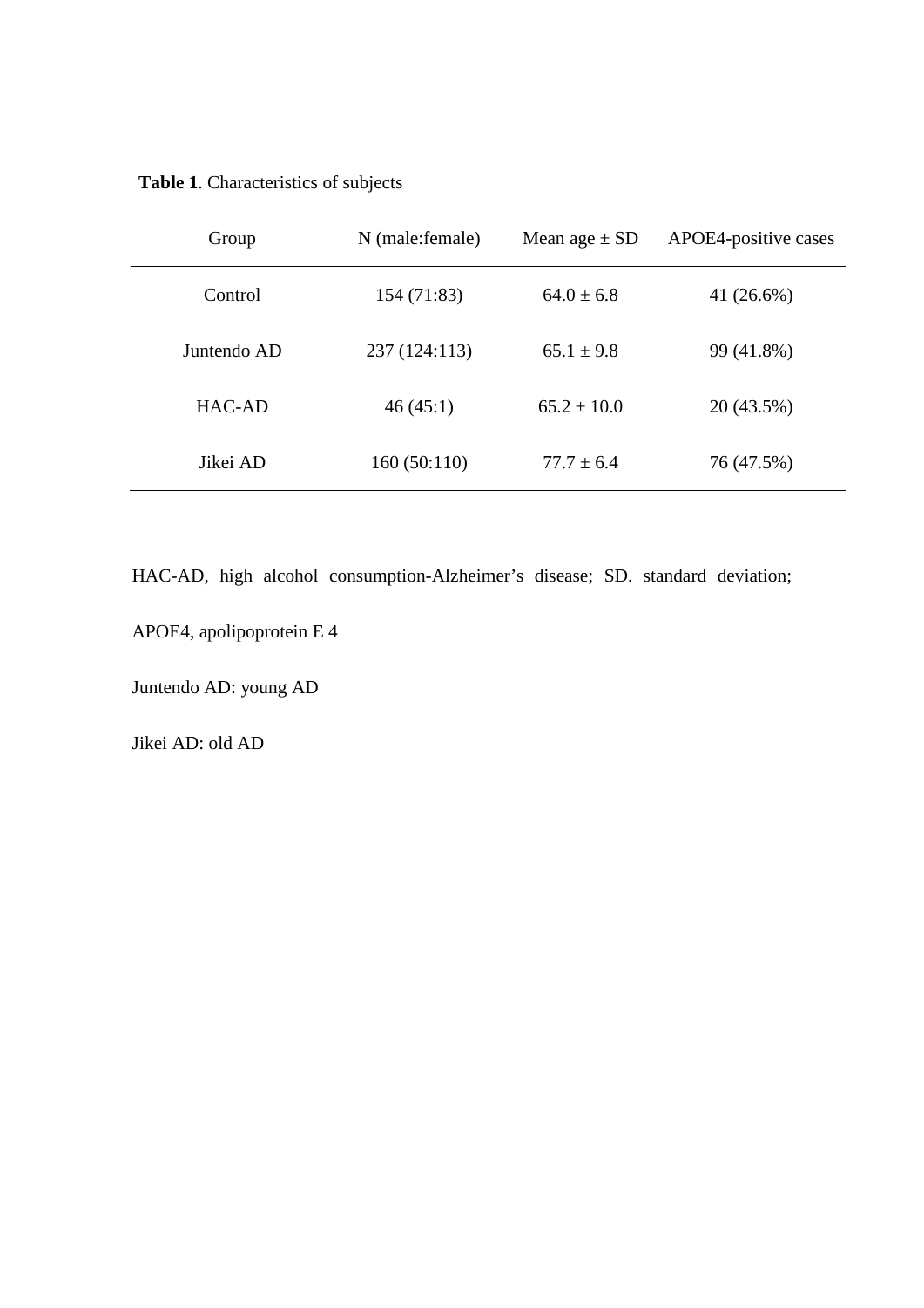**Table 1**. Characteristics of subjects

| Group | N (male:female) | Mean age ± SD | APOE4-positive cases |
|---|---|---|---|
| Control | 154 (71:83) | 64.0 ± 6.8 | 41 (26.6%) |
| Juntendo AD | 237 (124:113) | 65.1 ± 9.8 | 99 (41.8%) |
| HAC-AD | 46 (45:1) | 65.2 ± 10.0 | 20 (43.5%) |
| Jikei AD | 160 (50:110) | 77.7 ± 6.4 | 76 (47.5%) |

HAC-AD, high alcohol consumption-Alzheimer's disease; SD. standard deviation; APOE4, apolipoprotein E 4

Juntendo AD: young AD

Jikei AD: old AD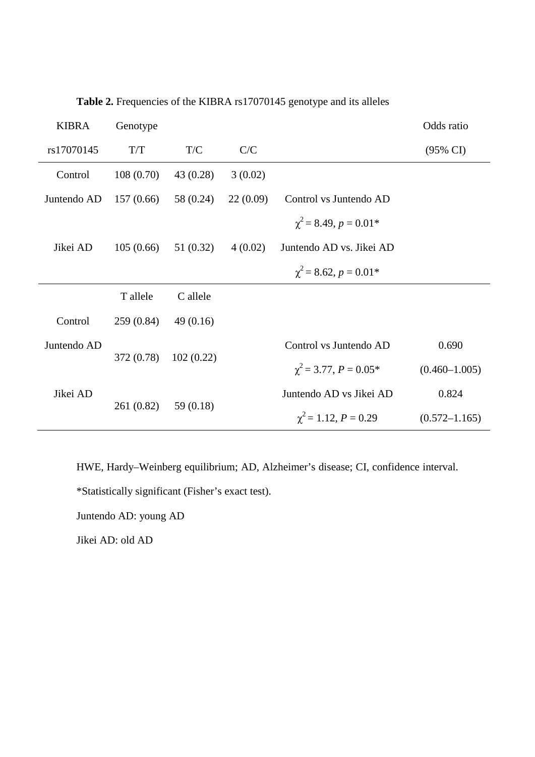**Table 2.** Frequencies of the KIBRA rs17070145 genotype and its alleles

| KIBRA | Genotype | | | | Odds ratio |
|---|---|---|---|---|---|
| rs17070145 | T/T | T/C | C/C | | (95% CI) |
| Control | 108 (0.70) | 43 (0.28) | 3 (0.02) | | |
| Juntendo AD | 157 (0.66) | 58 (0.24) | 22 (0.09) | Control vs Juntendo AD | |
| | | | | $\chi^2 = 8.49$, $p = 0.01$* | |
| Jikei AD | 105 (0.66) | 51 (0.32) | 4 (0.02) | Juntendo AD vs. Jikei AD | |
| | | | | $\chi^2 = 8.62$, $p = 0.01$* | |
| | T allele | C allele | | | |
| Control | 259 (0.84) | 49 (0.16) | | | |
| Juntendo AD | 372 (0.78) | 102 (0.22) | | Control vs Juntendo AD | 0.690 |
| | | | | $\chi^2 = 3.77$, $P = 0.05$* | (0.460–1.005) |
| Jikei AD | 261 (0.82) | 59 (0.18) | | Juntendo AD vs Jikei AD | 0.824 |
| | | | | $\chi^2 = 1.12$, $P = 0.29$ | (0.572–1.165) |

HWE, Hardy–Weinberg equilibrium; AD, Alzheimer's disease; CI, confidence interval.

*Statistically significant (Fisher's exact test).

Juntendo AD: young AD

Jikei AD: old AD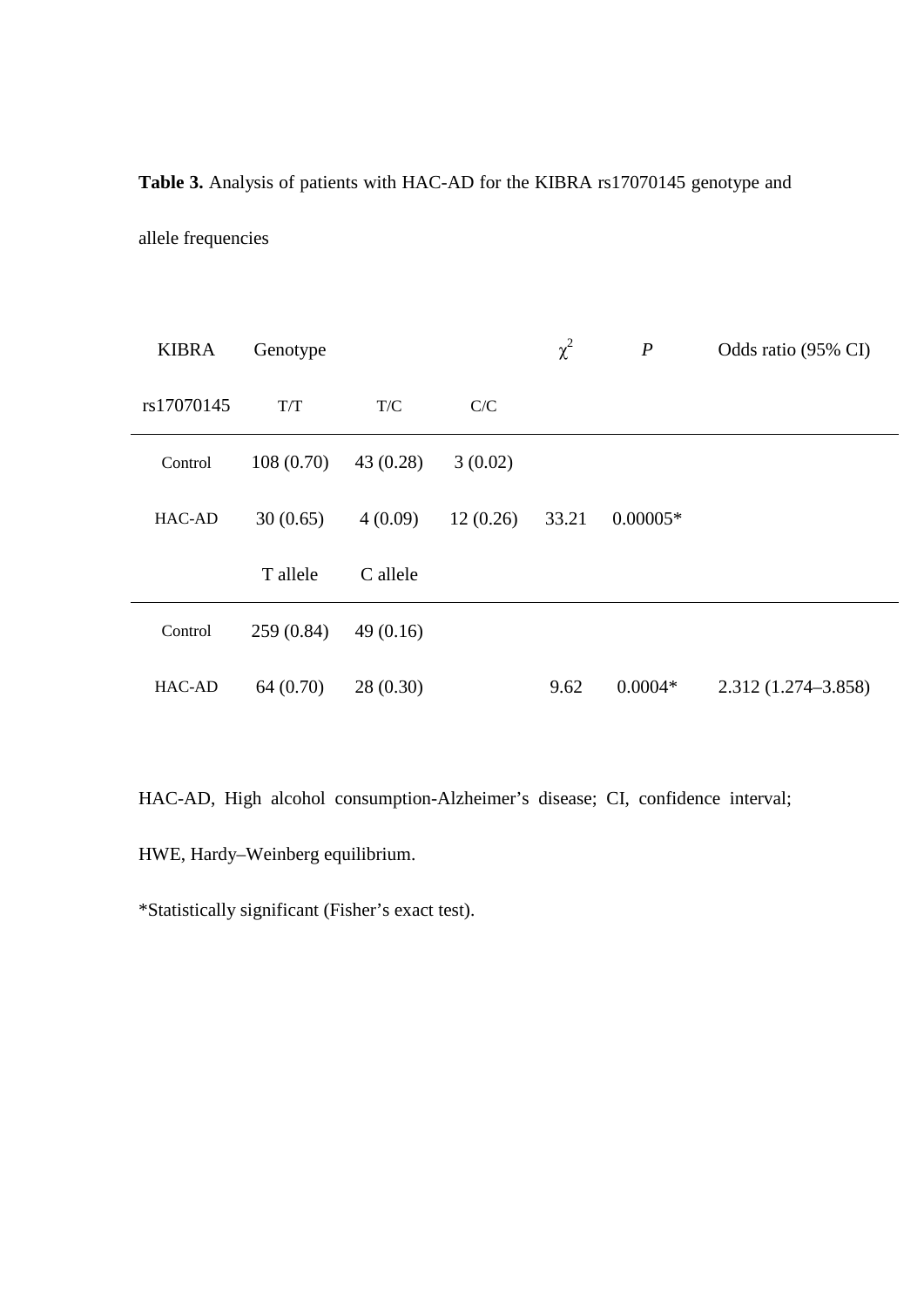**Table 3.** Analysis of patients with HAC-AD for the KIBRA rs17070145 genotype and allele frequencies

| KIBRA | Genotype | | | $\chi^2$ | *P* | Odds ratio (95% CI) |
|---|---|---|---|---|---|---|
| rs17070145 | T/T | T/C | C/C | | | |
| Control | 108 (0.70) | 43 (0.28) | 3 (0.02) | | | |
| HAC-AD | 30 (0.65) | 4 (0.09) | 12 (0.26) | 33.21 | 0.00005* | |
| | T allele | C allele | | | | |
| Control | 259 (0.84) | 49 (0.16) | | | | |
| HAC-AD | 64 (0.70) | 28 (0.30) | | 9.62 | 0.0004* | 2.312 (1.274–3.858) |

HAC-AD, High alcohol consumption-Alzheimer's disease; CI, confidence interval; HWE, Hardy–Weinberg equilibrium.

*Statistically significant (Fisher's exact test).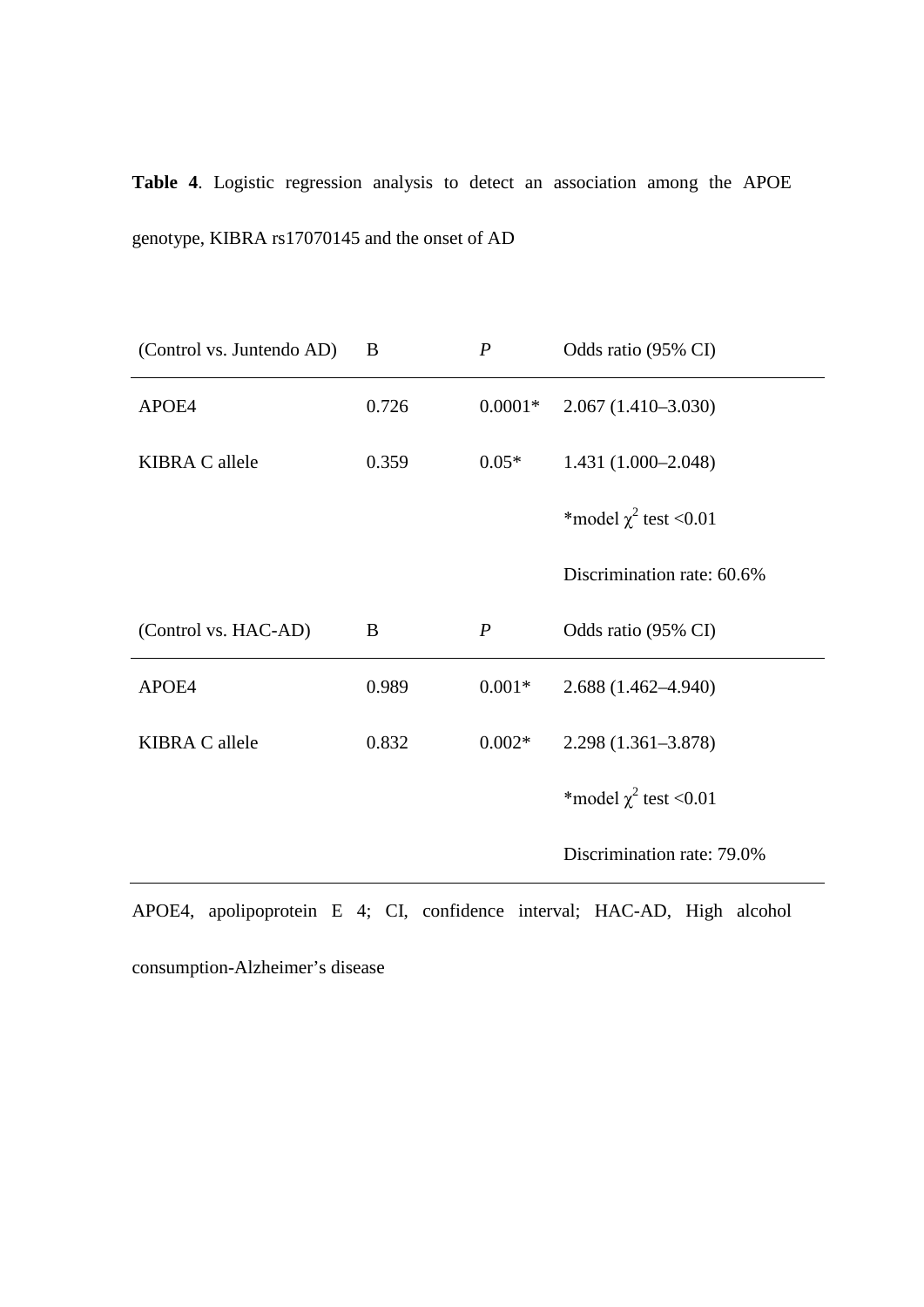**Table 4**. Logistic regression analysis to detect an association among the APOE genotype, KIBRA rs17070145 and the onset of AD

| (Control vs. Juntendo AD) | B | *P* | Odds ratio (95% CI) |
|---|---|---|---|
| APOE4 | 0.726 | 0.0001* | 2.067 (1.410–3.030) |
| KIBRA C allele | 0.359 | 0.05* | 1.431 (1.000–2.048) |
| | | | *model $\chi^2$ test <0.01 |
| | | | Discrimination rate: 60.6% |
| **(Control vs. HAC-AD)** | **B** | ***P*** | **Odds ratio (95% CI)** |
| APOE4 | 0.989 | 0.001* | 2.688 (1.462–4.940) |
| KIBRA C allele | 0.832 | 0.002* | 2.298 (1.361–3.878) |
| | | | *model $\chi^2$ test <0.01 |
| | | | Discrimination rate: 79.0% |

APOE4, apolipoprotein E 4; CI, confidence interval; HAC-AD, High alcohol consumption-Alzheimer's disease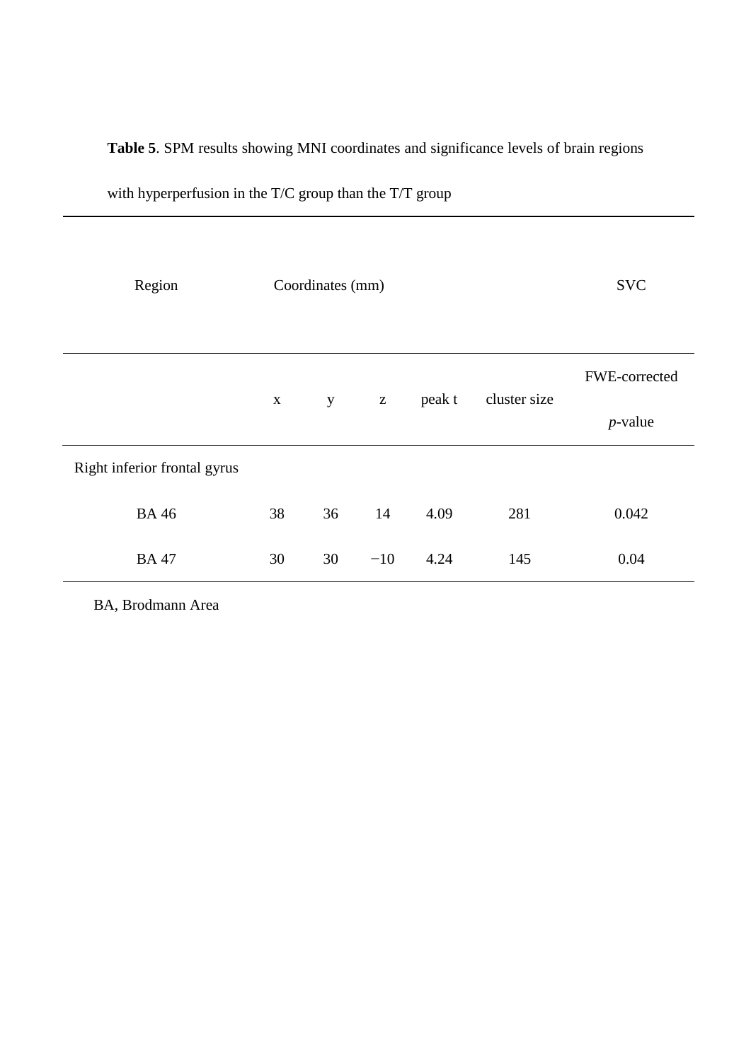**Table 5**. SPM results showing MNI coordinates and significance levels of brain regions with hyperperfusion in the T/C group than the T/T group

| Region | Coordinates (mm) | | | | | SVC |
|---|---|---|---|---|---|---|
| | x | y | z | peak t | cluster size | FWE-corrected *p*-value |
| Right inferior frontal gyrus | | | | | | |
| BA 46 | 38 | 36 | 14 | 4.09 | 281 | 0.042 |
| BA 47 | 30 | 30 | −10 | 4.24 | 145 | 0.04 |

BA, Brodmann Area